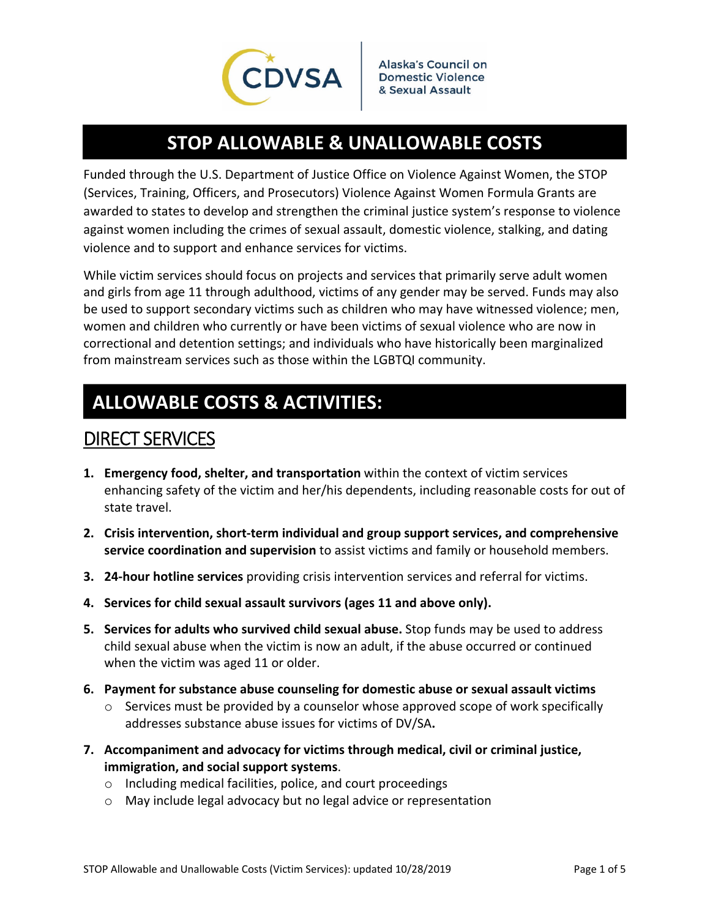CDVSA

Alaska's Council on Domestic Violence & Sexual Assault

# STOP ALLOWABLE & UNALLOWABLE COSTS

Funded through the U.S. Department of Justice Office on Violence Against Women, the STOP (Services, Training, Officers, and Prosecutors) Violence Against Women Formula Grants are awarded to states to develop and strengthen the criminal justice system's response to violence against women including the crimes of sexual assault, domestic violence, stalking, and dating violence and to support and enhance services for victims.

While victim services should focus on projects and services that primarily serve adult women and girls from age 11 through adulthood, victims of any gender may be served. Funds may also be used to support secondary victims such as children who may have witnessed violence; men, women and children who currently or have been victims of sexual violence who are now in correctional and detention settings; and individuals who have historically been marginalized from mainstream services such as those within the LGBTQI community.

# ALLOWABLE COSTS & ACTIVITIES:

## DIRECT SERVICES

1. **Emergency food, shelter, and transportation** within the context of victim services enhancing safety of the victim and her/his dependents, including reasonable costs for out of state travel.
2. **Crisis intervention, short-term individual and group support services, and comprehensive service coordination and supervision** to assist victims and family or household members.
3. **24-hour hotline services** providing crisis intervention services and referral for victims.
4. **Services for child sexual assault survivors (ages 11 and above only).**
5. **Services for adults who survived child sexual abuse.** Stop funds may be used to address child sexual abuse when the victim is now an adult, if the abuse occurred or continued when the victim was aged 11 or older.
6. **Payment for substance abuse counseling for domestic abuse or sexual assault victims**
   - Services must be provided by a counselor whose approved scope of work specifically addresses substance abuse issues for victims of DV/SA**.**
7. **Accompaniment and advocacy for victims through medical, civil or criminal justice, immigration, and social support systems**.
   - Including medical facilities, police, and court proceedings
   - May include legal advocacy but no legal advice or representation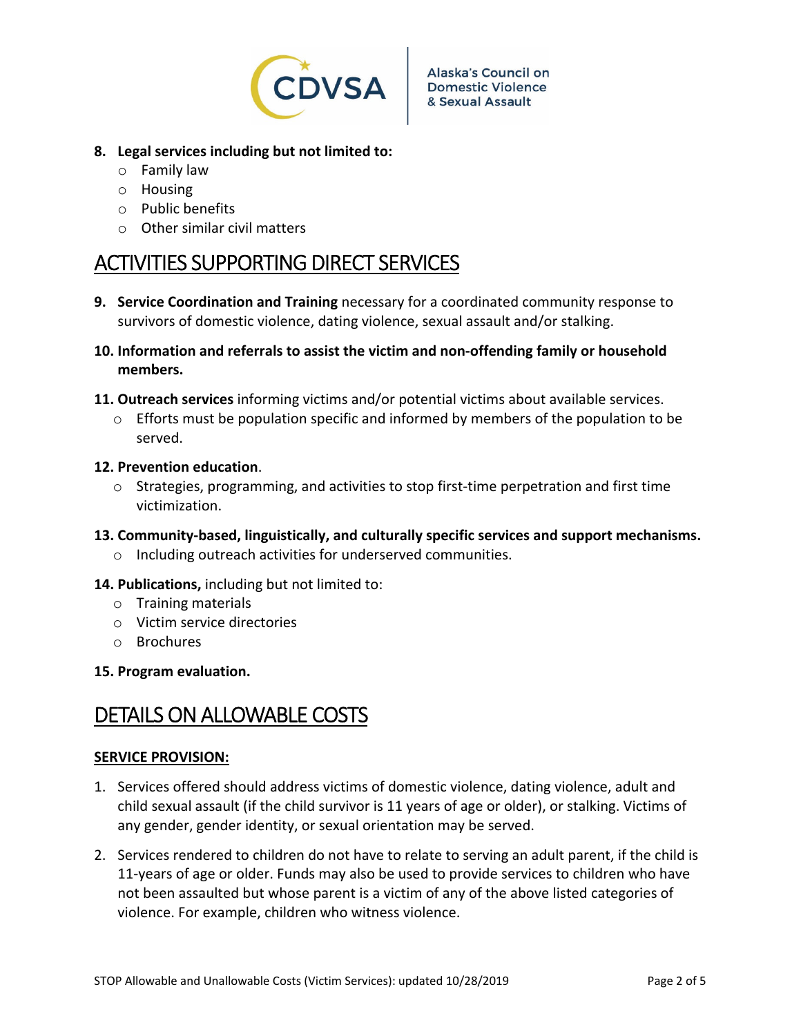8. **Legal services including but not limited to:**
    - Family law
    - Housing
    - Public benefits
    - Other similar civil matters

## ACTIVITIES SUPPORTING DIRECT SERVICES

9. **Service Coordination and Training** necessary for a coordinated community response to survivors of domestic violence, dating violence, sexual assault and/or stalking.

10. **Information and referrals to assist the victim and non-offending family or household members.**

11. **Outreach services** informing victims and/or potential victims about available services.
    - Efforts must be population specific and informed by members of the population to be served.

12. **Prevention education**.
    - Strategies, programming, and activities to stop first-time perpetration and first time victimization.

13. **Community-based, linguistically, and culturally specific services and support mechanisms.**
    - Including outreach activities for underserved communities.

14. **Publications,** including but not limited to:
    - Training materials
    - Victim service directories
    - Brochures

15. **Program evaluation.**

## DETAILS ON ALLOWABLE COSTS

**SERVICE PROVISION:**

1. Services offered should address victims of domestic violence, dating violence, adult and child sexual assault (if the child survivor is 11 years of age or older), or stalking. Victims of any gender, gender identity, or sexual orientation may be served.

2. Services rendered to children do not have to relate to serving an adult parent, if the child is 11-years of age or older. Funds may also be used to provide services to children who have not been assaulted but whose parent is a victim of any of the above listed categories of violence. For example, children who witness violence.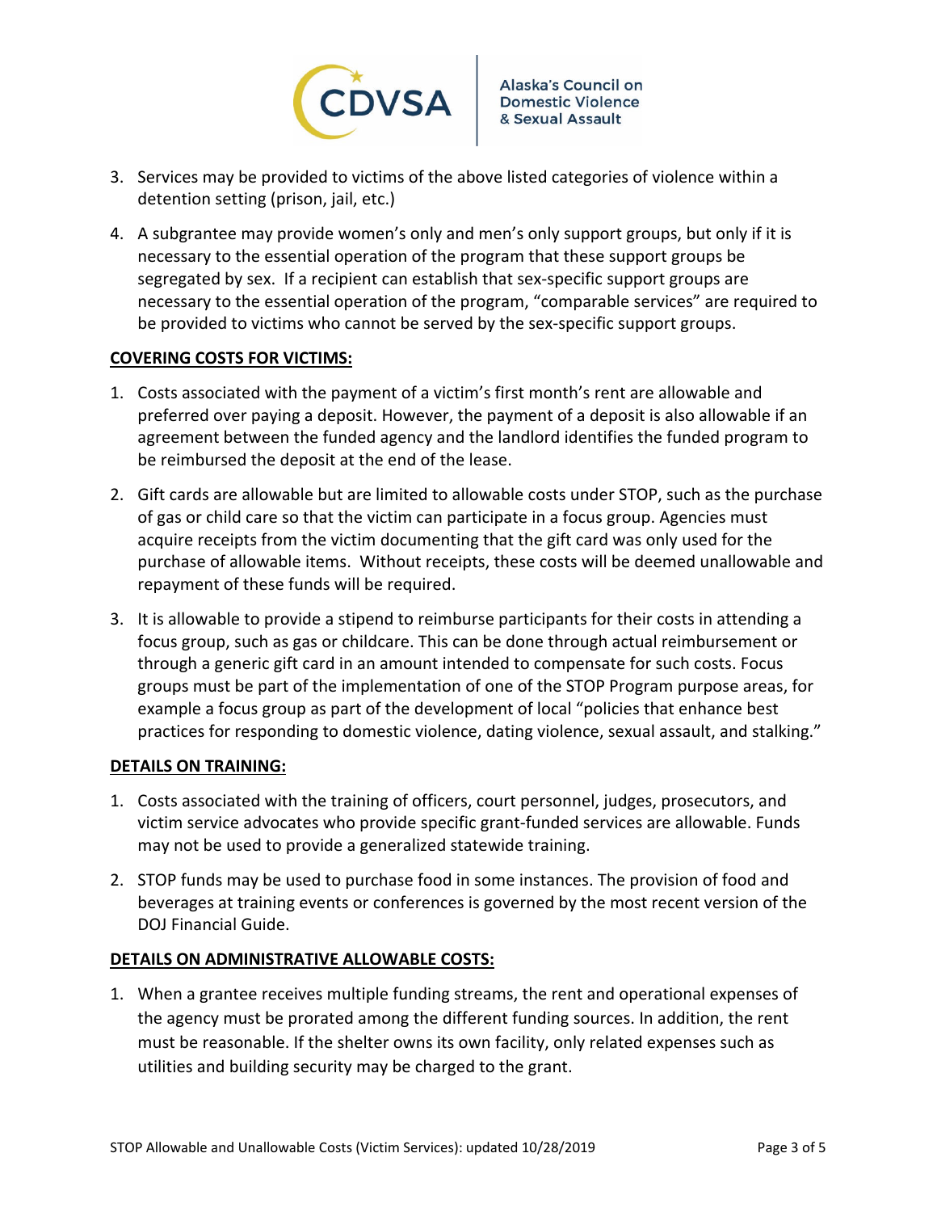3. Services may be provided to victims of the above listed categories of violence within a detention setting (prison, jail, etc.)

4. A subgrantee may provide women's only and men's only support groups, but only if it is necessary to the essential operation of the program that these support groups be segregated by sex. If a recipient can establish that sex-specific support groups are necessary to the essential operation of the program, "comparable services" are required to be provided to victims who cannot be served by the sex-specific support groups.

**COVERING COSTS FOR VICTIMS:**

1. Costs associated with the payment of a victim's first month's rent are allowable and preferred over paying a deposit. However, the payment of a deposit is also allowable if an agreement between the funded agency and the landlord identifies the funded program to be reimbursed the deposit at the end of the lease.

2. Gift cards are allowable but are limited to allowable costs under STOP, such as the purchase of gas or child care so that the victim can participate in a focus group. Agencies must acquire receipts from the victim documenting that the gift card was only used for the purchase of allowable items. Without receipts, these costs will be deemed unallowable and repayment of these funds will be required.

3. It is allowable to provide a stipend to reimburse participants for their costs in attending a focus group, such as gas or childcare. This can be done through actual reimbursement or through a generic gift card in an amount intended to compensate for such costs. Focus groups must be part of the implementation of one of the STOP Program purpose areas, for example a focus group as part of the development of local "policies that enhance best practices for responding to domestic violence, dating violence, sexual assault, and stalking."

**DETAILS ON TRAINING:**

1. Costs associated with the training of officers, court personnel, judges, prosecutors, and victim service advocates who provide specific grant-funded services are allowable. Funds may not be used to provide a generalized statewide training.

2. STOP funds may be used to purchase food in some instances. The provision of food and beverages at training events or conferences is governed by the most recent version of the DOJ Financial Guide.

**DETAILS ON ADMINISTRATIVE ALLOWABLE COSTS:**

1. When a grantee receives multiple funding streams, the rent and operational expenses of the agency must be prorated among the different funding sources. In addition, the rent must be reasonable. If the shelter owns its own facility, only related expenses such as utilities and building security may be charged to the grant.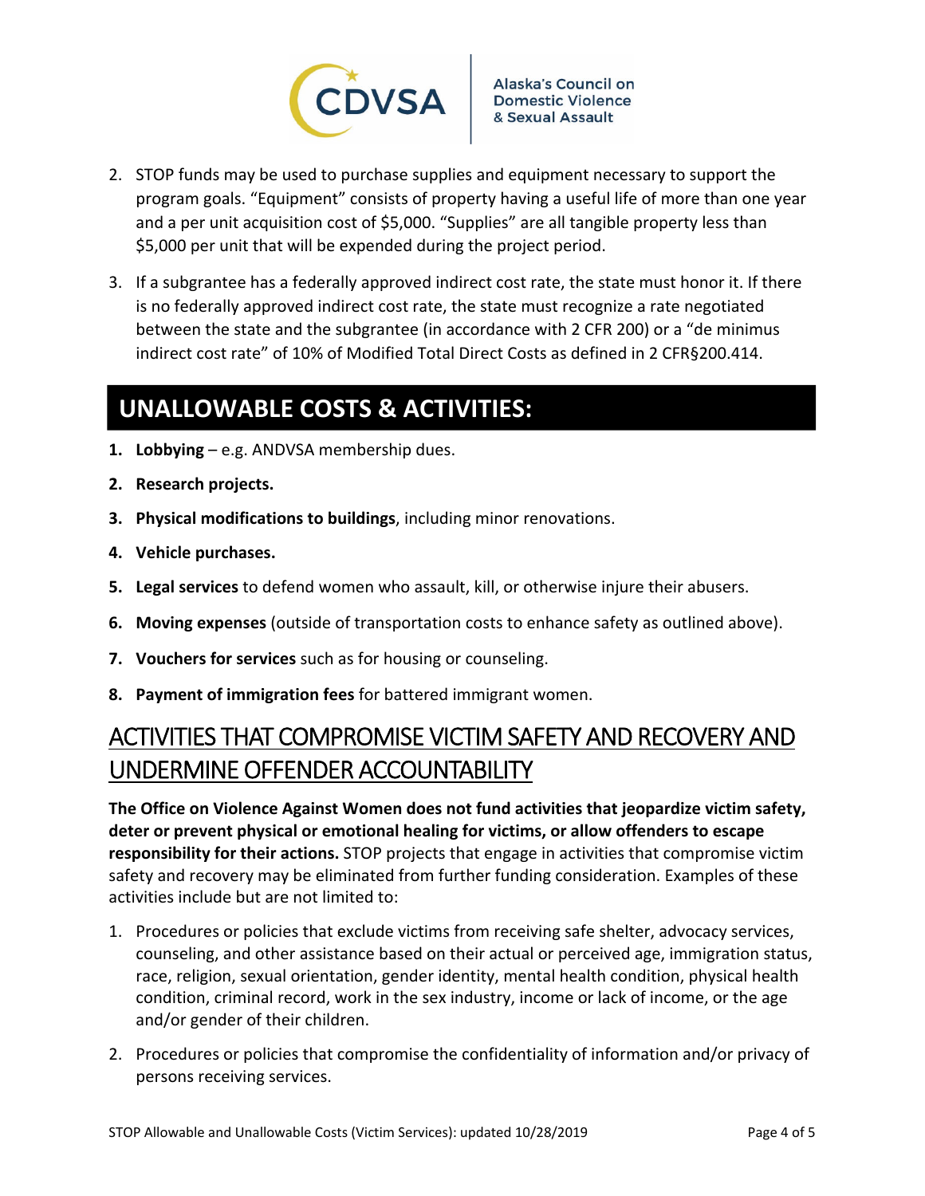2. STOP funds may be used to purchase supplies and equipment necessary to support the program goals. "Equipment" consists of property having a useful life of more than one year and a per unit acquisition cost of $5,000. "Supplies" are all tangible property less than $5,000 per unit that will be expended during the project period.

3. If a subgrantee has a federally approved indirect cost rate, the state must honor it. If there is no federally approved indirect cost rate, the state must recognize a rate negotiated between the state and the subgrantee (in accordance with 2 CFR 200) or a "de minimus indirect cost rate" of 10% of Modified Total Direct Costs as defined in 2 CFR§200.414.

## UNALLOWABLE COSTS & ACTIVITIES:

1. **Lobbying** – e.g. ANDVSA membership dues.
2. **Research projects.**
3. **Physical modifications to buildings**, including minor renovations.
4. **Vehicle purchases.**
5. **Legal services** to defend women who assault, kill, or otherwise injure their abusers.
6. **Moving expenses** (outside of transportation costs to enhance safety as outlined above).
7. **Vouchers for services** such as for housing or counseling.
8. **Payment of immigration fees** for battered immigrant women.

## ACTIVITIES THAT COMPROMISE VICTIM SAFETY AND RECOVERY AND UNDERMINE OFFENDER ACCOUNTABILITY

**The Office on Violence Against Women does not fund activities that jeopardize victim safety, deter or prevent physical or emotional healing for victims, or allow offenders to escape responsibility for their actions.** STOP projects that engage in activities that compromise victim safety and recovery may be eliminated from further funding consideration. Examples of these activities include but are not limited to:

1. Procedures or policies that exclude victims from receiving safe shelter, advocacy services, counseling, and other assistance based on their actual or perceived age, immigration status, race, religion, sexual orientation, gender identity, mental health condition, physical health condition, criminal record, work in the sex industry, income or lack of income, or the age and/or gender of their children.

2. Procedures or policies that compromise the confidentiality of information and/or privacy of persons receiving services.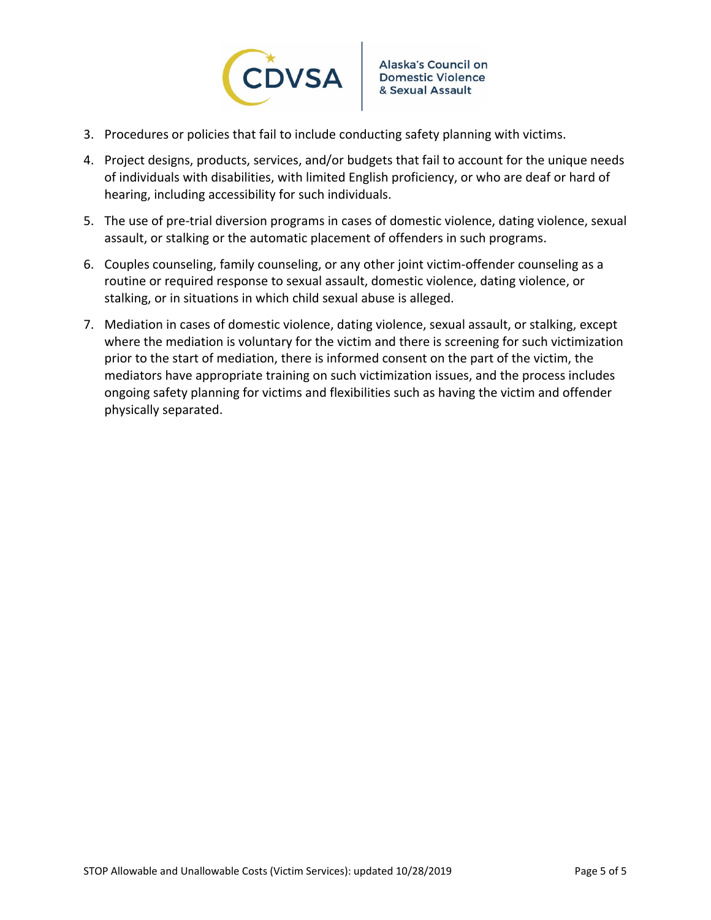3. Procedures or policies that fail to include conducting safety planning with victims.
4. Project designs, products, services, and/or budgets that fail to account for the unique needs of individuals with disabilities, with limited English proficiency, or who are deaf or hard of hearing, including accessibility for such individuals.
5. The use of pre-trial diversion programs in cases of domestic violence, dating violence, sexual assault, or stalking or the automatic placement of offenders in such programs.
6. Couples counseling, family counseling, or any other joint victim-offender counseling as a routine or required response to sexual assault, domestic violence, dating violence, or stalking, or in situations in which child sexual abuse is alleged.
7. Mediation in cases of domestic violence, dating violence, sexual assault, or stalking, except where the mediation is voluntary for the victim and there is screening for such victimization prior to the start of mediation, there is informed consent on the part of the victim, the mediators have appropriate training on such victimization issues, and the process includes ongoing safety planning for victims and flexibilities such as having the victim and offender physically separated.